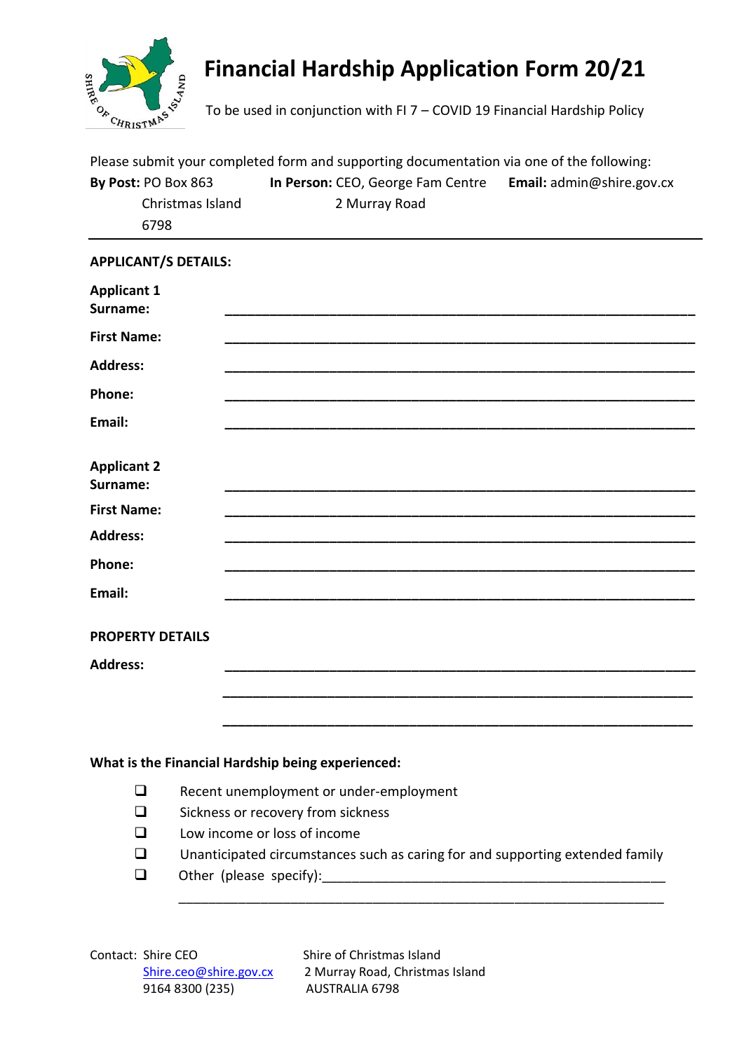# Financial Hardship Application Form 20/21

To be used in conjunction with FI 7 – COVID 19 Financial Hardship Policy

Please submit your completed form and supporting documentation via one of the following:

**By Post:** PO Box 863
Christmas Island
6798

**In Person:** CEO, George Fam Centre
2 Murray Road

**Email:** admin@shire.gov.cx

---

**APPLICANT/S DETAILS:**

**Applicant 1**

**Surname:** ____________________________________________

**First Name:** ____________________________________________

**Address:** ____________________________________________

**Phone:** ____________________________________________

**Email:** ____________________________________________

**Applicant 2**

**Surname:** ____________________________________________

**First Name:** ____________________________________________

**Address:** ____________________________________________

**Phone:** ____________________________________________

**Email:** ____________________________________________

**PROPERTY DETAILS**

**Address:** ____________________________________________

____________________________________________

____________________________________________

**What is the Financial Hardship being experienced:**

- ❑ Recent unemployment or under-employment
- ❑ Sickness or recovery from sickness
- ❑ Low income or loss of income
- ❑ Unanticipated circumstances such as caring for and supporting extended family
- ❑ Other (please specify):____________________________________________

____________________________________________

Contact: Shire CEO
Shire.ceo@shire.gov.cx
9164 8300 (235)

Shire of Christmas Island
2 Murray Road, Christmas Island
AUSTRALIA 6798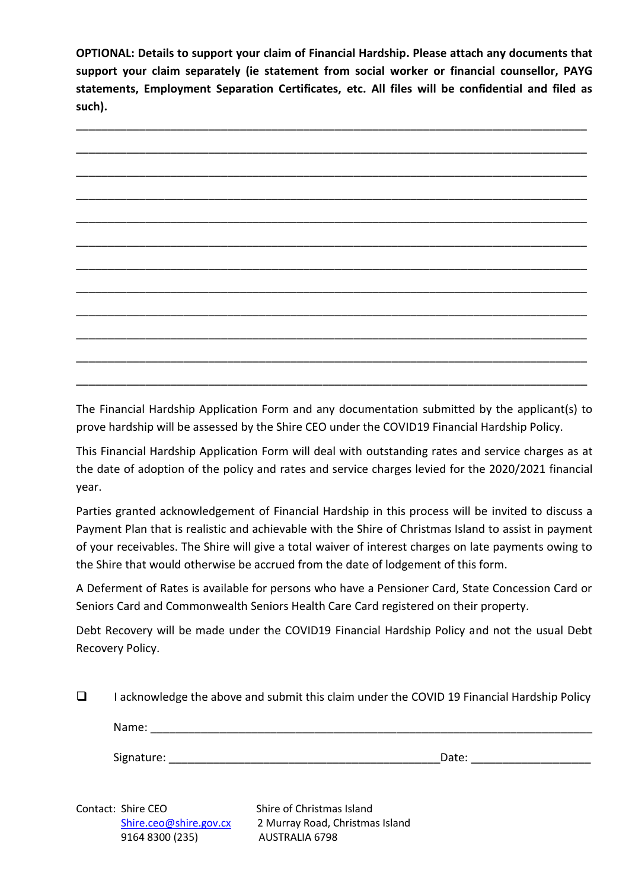**OPTIONAL: Details to support your claim of Financial Hardship. Please attach any documents that support your claim separately (ie statement from social worker or financial counsellor, PAYG statements, Employment Separation Certificates, etc. All files will be confidential and filed as such).**

\_\_\_\_\_\_\_\_\_\_\_\_\_\_\_\_\_\_\_\_\_\_\_\_\_\_\_\_\_\_\_\_\_\_\_\_\_\_\_\_\_\_\_\_\_\_\_\_\_\_\_\_\_\_\_\_\_\_\_\_\_\_\_\_\_\_\_\_\_\_\_\_\_\_\_\_

\_\_\_\_\_\_\_\_\_\_\_\_\_\_\_\_\_\_\_\_\_\_\_\_\_\_\_\_\_\_\_\_\_\_\_\_\_\_\_\_\_\_\_\_\_\_\_\_\_\_\_\_\_\_\_\_\_\_\_\_\_\_\_\_\_\_\_\_\_\_\_\_\_\_\_\_

\_\_\_\_\_\_\_\_\_\_\_\_\_\_\_\_\_\_\_\_\_\_\_\_\_\_\_\_\_\_\_\_\_\_\_\_\_\_\_\_\_\_\_\_\_\_\_\_\_\_\_\_\_\_\_\_\_\_\_\_\_\_\_\_\_\_\_\_\_\_\_\_\_\_\_\_

\_\_\_\_\_\_\_\_\_\_\_\_\_\_\_\_\_\_\_\_\_\_\_\_\_\_\_\_\_\_\_\_\_\_\_\_\_\_\_\_\_\_\_\_\_\_\_\_\_\_\_\_\_\_\_\_\_\_\_\_\_\_\_\_\_\_\_\_\_\_\_\_\_\_\_\_

\_\_\_\_\_\_\_\_\_\_\_\_\_\_\_\_\_\_\_\_\_\_\_\_\_\_\_\_\_\_\_\_\_\_\_\_\_\_\_\_\_\_\_\_\_\_\_\_\_\_\_\_\_\_\_\_\_\_\_\_\_\_\_\_\_\_\_\_\_\_\_\_\_\_\_\_

\_\_\_\_\_\_\_\_\_\_\_\_\_\_\_\_\_\_\_\_\_\_\_\_\_\_\_\_\_\_\_\_\_\_\_\_\_\_\_\_\_\_\_\_\_\_\_\_\_\_\_\_\_\_\_\_\_\_\_\_\_\_\_\_\_\_\_\_\_\_\_\_\_\_\_\_

\_\_\_\_\_\_\_\_\_\_\_\_\_\_\_\_\_\_\_\_\_\_\_\_\_\_\_\_\_\_\_\_\_\_\_\_\_\_\_\_\_\_\_\_\_\_\_\_\_\_\_\_\_\_\_\_\_\_\_\_\_\_\_\_\_\_\_\_\_\_\_\_\_\_\_\_

\_\_\_\_\_\_\_\_\_\_\_\_\_\_\_\_\_\_\_\_\_\_\_\_\_\_\_\_\_\_\_\_\_\_\_\_\_\_\_\_\_\_\_\_\_\_\_\_\_\_\_\_\_\_\_\_\_\_\_\_\_\_\_\_\_\_\_\_\_\_\_\_\_\_\_\_

\_\_\_\_\_\_\_\_\_\_\_\_\_\_\_\_\_\_\_\_\_\_\_\_\_\_\_\_\_\_\_\_\_\_\_\_\_\_\_\_\_\_\_\_\_\_\_\_\_\_\_\_\_\_\_\_\_\_\_\_\_\_\_\_\_\_\_\_\_\_\_\_\_\_\_\_

\_\_\_\_\_\_\_\_\_\_\_\_\_\_\_\_\_\_\_\_\_\_\_\_\_\_\_\_\_\_\_\_\_\_\_\_\_\_\_\_\_\_\_\_\_\_\_\_\_\_\_\_\_\_\_\_\_\_\_\_\_\_\_\_\_\_\_\_\_\_\_\_\_\_\_\_

\_\_\_\_\_\_\_\_\_\_\_\_\_\_\_\_\_\_\_\_\_\_\_\_\_\_\_\_\_\_\_\_\_\_\_\_\_\_\_\_\_\_\_\_\_\_\_\_\_\_\_\_\_\_\_\_\_\_\_\_\_\_\_\_\_\_\_\_\_\_\_\_\_\_\_\_

\_\_\_\_\_\_\_\_\_\_\_\_\_\_\_\_\_\_\_\_\_\_\_\_\_\_\_\_\_\_\_\_\_\_\_\_\_\_\_\_\_\_\_\_\_\_\_\_\_\_\_\_\_\_\_\_\_\_\_\_\_\_\_\_\_\_\_\_\_\_\_\_\_\_\_\_

The Financial Hardship Application Form and any documentation submitted by the applicant(s) to prove hardship will be assessed by the Shire CEO under the COVID19 Financial Hardship Policy.

This Financial Hardship Application Form will deal with outstanding rates and service charges as at the date of adoption of the policy and rates and service charges levied for the 2020/2021 financial year.

Parties granted acknowledgement of Financial Hardship in this process will be invited to discuss a Payment Plan that is realistic and achievable with the Shire of Christmas Island to assist in payment of your receivables. The Shire will give a total waiver of interest charges on late payments owing to the Shire that would otherwise be accrued from the date of lodgement of this form.

A Deferment of Rates is available for persons who have a Pensioner Card, State Concession Card or Seniors Card and Commonwealth Seniors Health Care Card registered on their property.

Debt Recovery will be made under the COVID19 Financial Hardship Policy and not the usual Debt Recovery Policy.

- [ ] I acknowledge the above and submit this claim under the COVID 19 Financial Hardship Policy

Name: \_\_\_\_\_\_\_\_\_\_\_\_\_\_\_\_\_\_\_\_\_\_\_\_\_\_\_\_\_\_\_\_\_\_\_\_\_\_\_\_\_\_\_\_\_\_\_\_\_\_\_\_\_\_\_\_\_\_\_\_\_\_\_\_\_\_\_\_\_\_

Signature: \_\_\_\_\_\_\_\_\_\_\_\_\_\_\_\_\_\_\_\_\_\_\_\_\_\_\_\_\_\_\_\_\_\_\_\_\_\_\_\_\_\_\_\_\_\_\_Date: \_\_\_\_\_\_\_\_\_\_\_\_\_\_\_\_\_\_\_\_

Contact: Shire CEO
Shire.ceo@shire.gov.cx
9164 8300 (235)

Shire of Christmas Island
2 Murray Road, Christmas Island
AUSTRALIA 6798